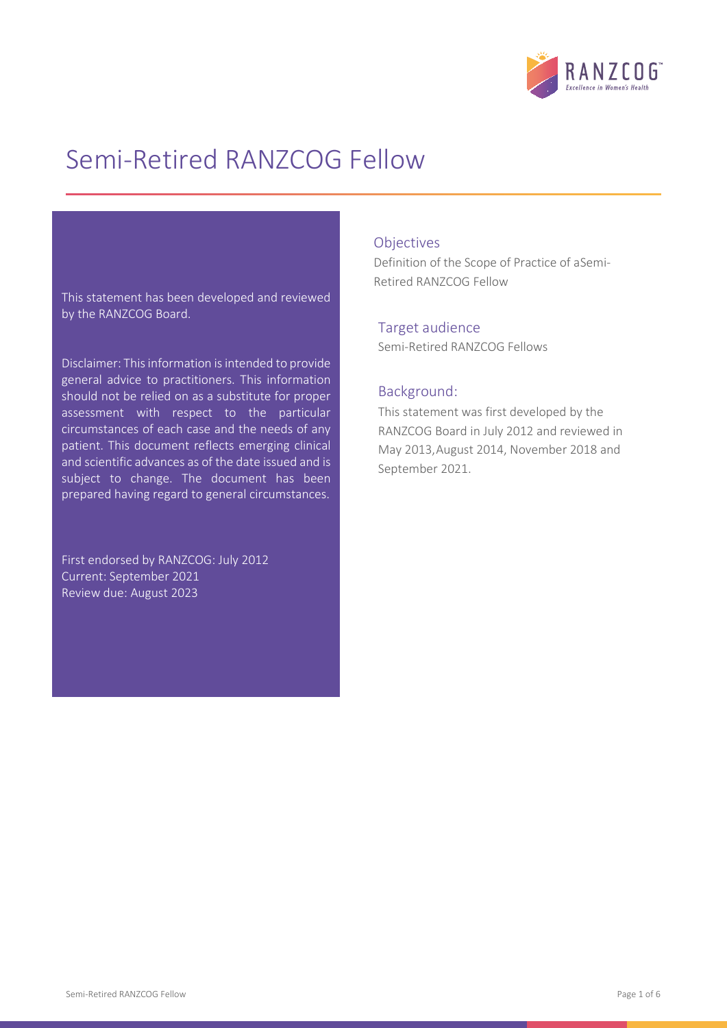# Semi-Retired RANZCOG Fellow

This statement has been developed and reviewed by the RANZCOG Board.

Disclaimer: This information is intended to provide general advice to practitioners. This information should not be relied on as a substitute for proper assessment with respect to the particular circumstances of each case and the needs of any patient. This document reflects emerging clinical and scientific advances as of the date issued and is subject to change. The document has been prepared having regard to general circumstances.

First endorsed by RANZCOG: July 2012
Current: September 2021
Review due: August 2023

## Objectives

Definition of the Scope of Practice of aSemi-Retired RANZCOG Fellow

## Target audience

Semi-Retired RANZCOG Fellows

## Background:

This statement was first developed by the RANZCOG Board in July 2012 and reviewed in May 2013,August 2014, November 2018 and September 2021.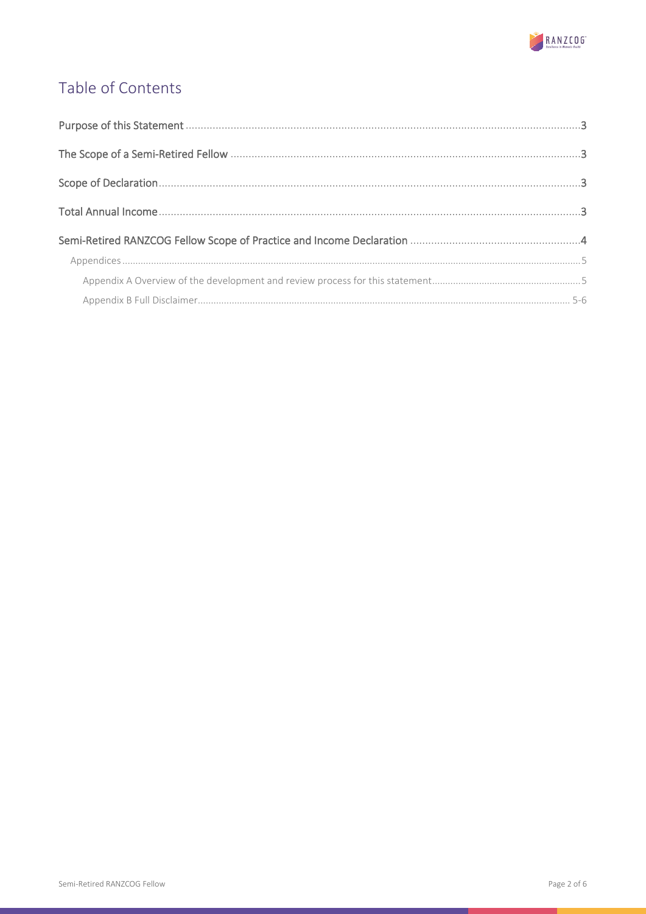# Table of Contents

Purpose of this Statement .......... 3

The Scope of a Semi-Retired Fellow .......... 3

Scope of Declaration .......... 3

Total Annual Income .......... 3

Semi-Retired RANZCOG Fellow Scope of Practice and Income Declaration .......... 4

- Appendices .......... 5
  - Appendix A Overview of the development and review process for this statement .......... 5
  - Appendix B Full Disclaimer .......... 5-6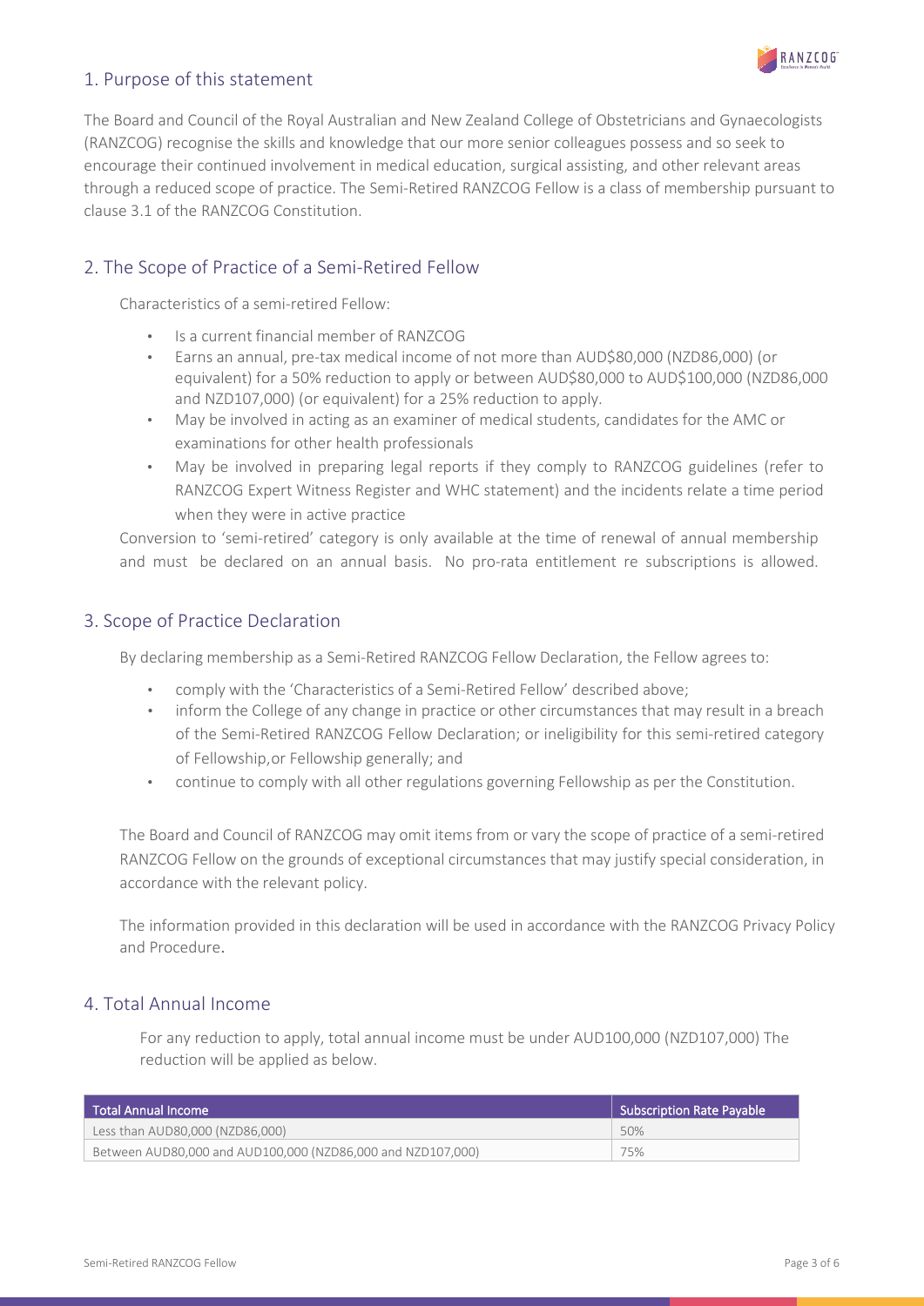## 1. Purpose of this statement

The Board and Council of the Royal Australian and New Zealand College of Obstetricians and Gynaecologists (RANZCOG) recognise the skills and knowledge that our more senior colleagues possess and so seek to encourage their continued involvement in medical education, surgical assisting, and other relevant areas through a reduced scope of practice. The Semi-Retired RANZCOG Fellow is a class of membership pursuant to clause 3.1 of the RANZCOG Constitution.

## 2. The Scope of Practice of a Semi-Retired Fellow

Characteristics of a semi-retired Fellow:

- Is a current financial member of RANZCOG
- Earns an annual, pre-tax medical income of not more than AUD$80,000 (NZD86,000) (or equivalent) for a 50% reduction to apply or between AUD$80,000 to AUD$100,000 (NZD86,000 and NZD107,000) (or equivalent) for a 25% reduction to apply.
- May be involved in acting as an examiner of medical students, candidates for the AMC or examinations for other health professionals
- May be involved in preparing legal reports if they comply to RANZCOG guidelines (refer to RANZCOG Expert Witness Register and WHC statement) and the incidents relate a time period when they were in active practice

Conversion to 'semi-retired' category is only available at the time of renewal of annual membership and must be declared on an annual basis. No pro-rata entitlement re subscriptions is allowed.

## 3. Scope of Practice Declaration

By declaring membership as a Semi-Retired RANZCOG Fellow Declaration, the Fellow agrees to:

- comply with the 'Characteristics of a Semi-Retired Fellow' described above;
- inform the College of any change in practice or other circumstances that may result in a breach of the Semi-Retired RANZCOG Fellow Declaration; or ineligibility for this semi-retired category of Fellowship,or Fellowship generally; and
- continue to comply with all other regulations governing Fellowship as per the Constitution.

The Board and Council of RANZCOG may omit items from or vary the scope of practice of a semi-retired RANZCOG Fellow on the grounds of exceptional circumstances that may justify special consideration, in accordance with the relevant policy.

The information provided in this declaration will be used in accordance with the RANZCOG Privacy Policy and Procedure.

## 4. Total Annual Income

For any reduction to apply, total annual income must be under AUD100,000 (NZD107,000) The reduction will be applied as below.

| Total Annual Income | Subscription Rate Payable |
|---|---|
| Less than AUD80,000 (NZD86,000) | 50% |
| Between AUD80,000 and AUD100,000 (NZD86,000 and NZD107,000) | 75% |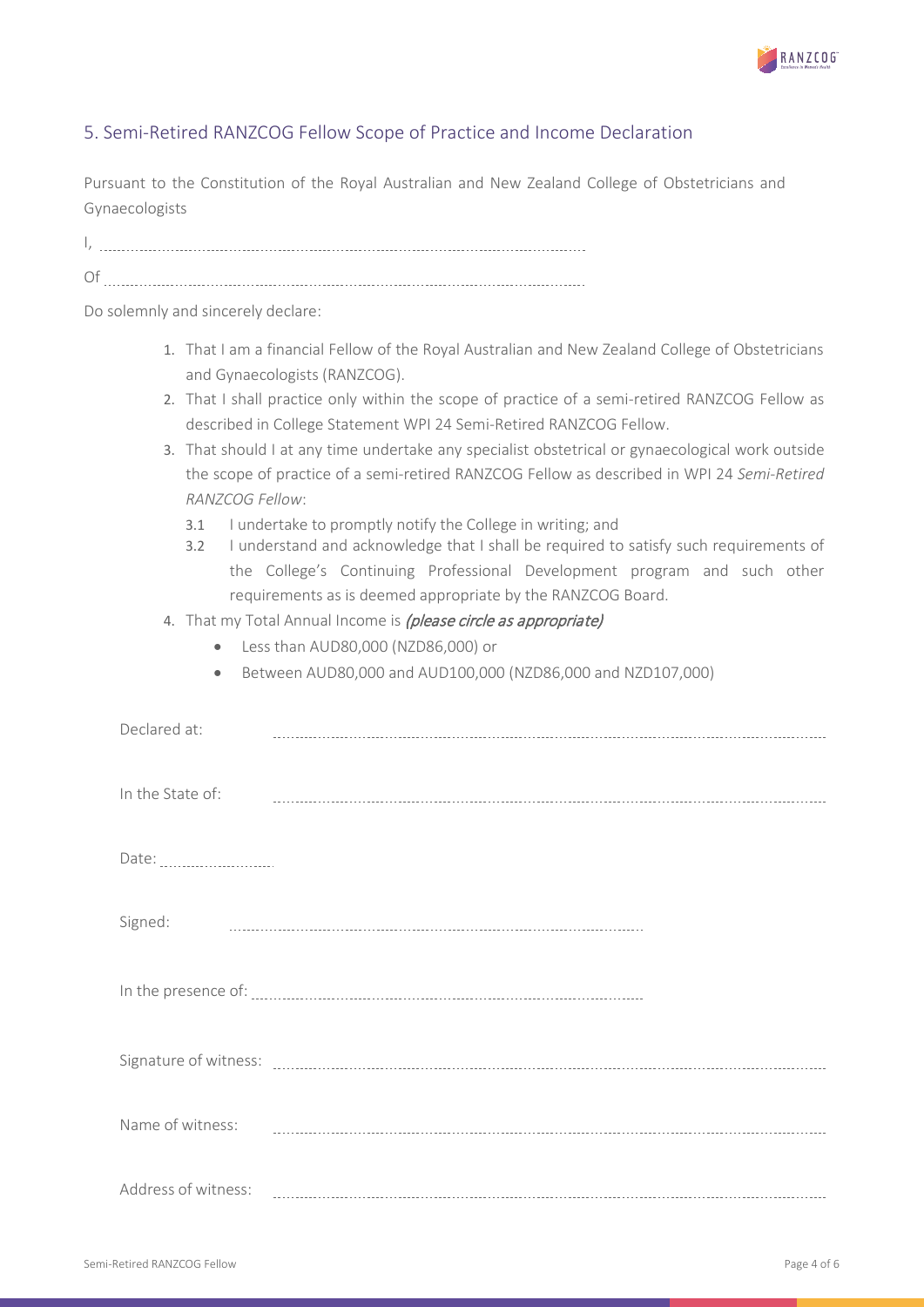## 5. Semi-Retired RANZCOG Fellow Scope of Practice and Income Declaration

Pursuant to the Constitution of the Royal Australian and New Zealand College of Obstetricians and Gynaecologists

I, ..........................................................................................................

Of ..........................................................................................................

Do solemnly and sincerely declare:

1. That I am a financial Fellow of the Royal Australian and New Zealand College of Obstetricians and Gynaecologists (RANZCOG).
2. That I shall practice only within the scope of practice of a semi-retired RANZCOG Fellow as described in College Statement WPI 24 Semi-Retired RANZCOG Fellow.
3. That should I at any time undertake any specialist obstetrical or gynaecological work outside the scope of practice of a semi-retired RANZCOG Fellow as described in WPI 24 *Semi-Retired RANZCOG Fellow*:
   - 3.1 I undertake to promptly notify the College in writing; and
   - 3.2 I understand and acknowledge that I shall be required to satisfy such requirements of the College's Continuing Professional Development program and such other requirements as is deemed appropriate by the RANZCOG Board.
4. That my Total Annual Income is *(please circle as appropriate)*
   - Less than AUD80,000 (NZD86,000) or
   - Between AUD80,000 and AUD100,000 (NZD86,000 and NZD107,000)

Declared at: ..........................................................................................................

In the State of: ..........................................................................................................

Date: ..............................

Signed: ..........................................................................................................

In the presence of: ..........................................................................................................

Signature of witness: ..........................................................................................................

Name of witness: ..........................................................................................................

Address of witness: ..........................................................................................................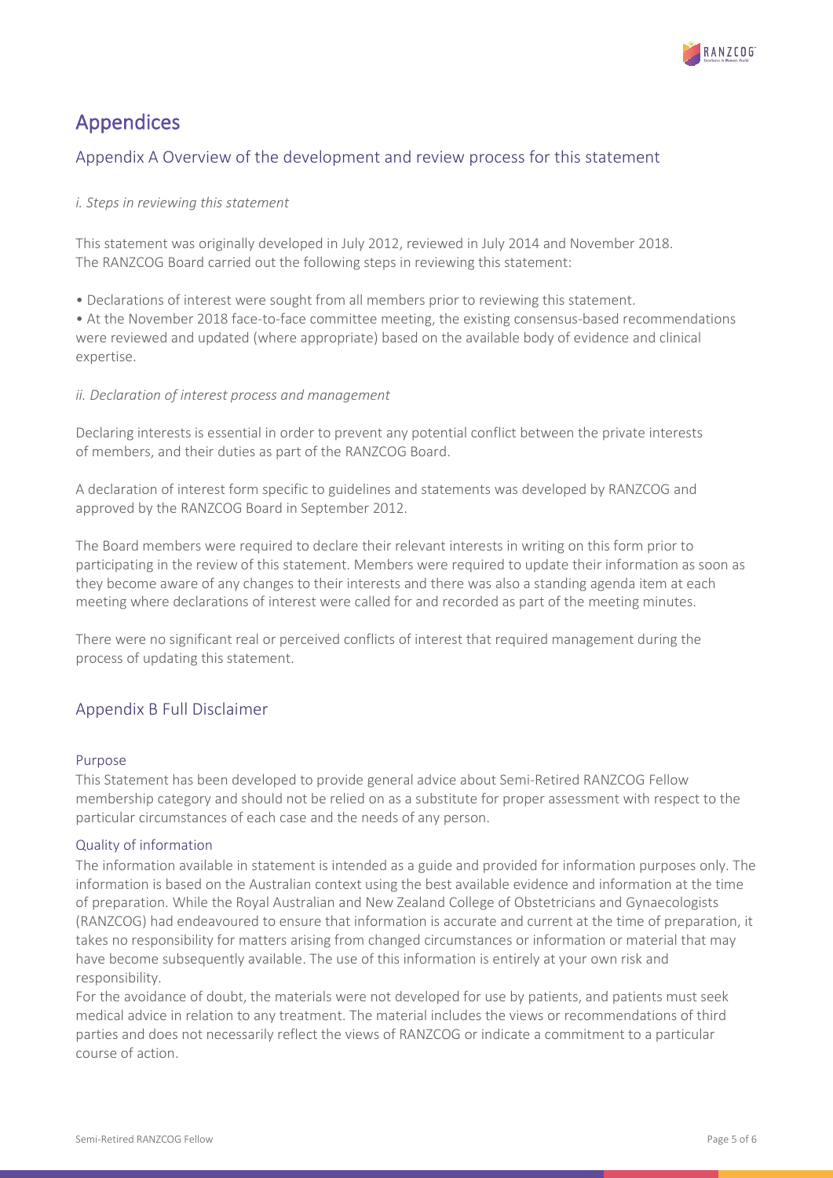# Appendices

## Appendix A Overview of the development and review process for this statement

*i. Steps in reviewing this statement*

This statement was originally developed in July 2012, reviewed in July 2014 and November 2018. The RANZCOG Board carried out the following steps in reviewing this statement:

- Declarations of interest were sought from all members prior to reviewing this statement.
- At the November 2018 face-to-face committee meeting, the existing consensus-based recommendations were reviewed and updated (where appropriate) based on the available body of evidence and clinical expertise.

*ii. Declaration of interest process and management*

Declaring interests is essential in order to prevent any potential conflict between the private interests of members, and their duties as part of the RANZCOG Board.

A declaration of interest form specific to guidelines and statements was developed by RANZCOG and approved by the RANZCOG Board in September 2012.

The Board members were required to declare their relevant interests in writing on this form prior to participating in the review of this statement. Members were required to update their information as soon as they become aware of any changes to their interests and there was also a standing agenda item at each meeting where declarations of interest were called for and recorded as part of the meeting minutes.

There were no significant real or perceived conflicts of interest that required management during the process of updating this statement.

## Appendix B Full Disclaimer

### Purpose

This Statement has been developed to provide general advice about Semi-Retired RANZCOG Fellow membership category and should not be relied on as a substitute for proper assessment with respect to the particular circumstances of each case and the needs of any person.

### Quality of information

The information available in statement is intended as a guide and provided for information purposes only. The information is based on the Australian context using the best available evidence and information at the time of preparation. While the Royal Australian and New Zealand College of Obstetricians and Gynaecologists (RANZCOG) had endeavoured to ensure that information is accurate and current at the time of preparation, it takes no responsibility for matters arising from changed circumstances or information or material that may have become subsequently available. The use of this information is entirely at your own risk and responsibility.

For the avoidance of doubt, the materials were not developed for use by patients, and patients must seek medical advice in relation to any treatment. The material includes the views or recommendations of third parties and does not necessarily reflect the views of RANZCOG or indicate a commitment to a particular course of action.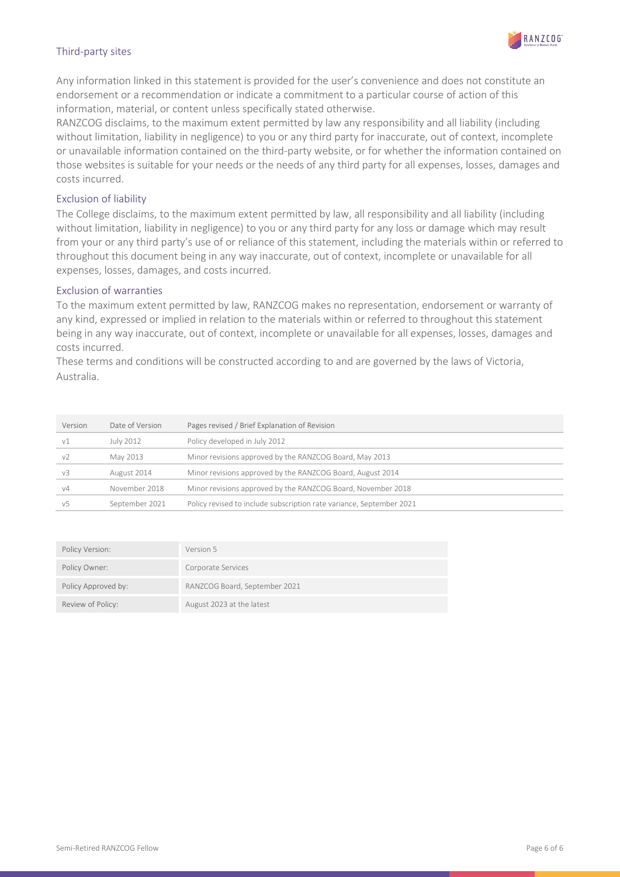### Third-party sites

Any information linked in this statement is provided for the user's convenience and does not constitute an endorsement or a recommendation or indicate a commitment to a particular course of action of this information, material, or content unless specifically stated otherwise.

RANZCOG disclaims, to the maximum extent permitted by law any responsibility and all liability (including without limitation, liability in negligence) to you or any third party for inaccurate, out of context, incomplete or unavailable information contained on the third-party website, or for whether the information contained on those websites is suitable for your needs or the needs of any third party for all expenses, losses, damages and costs incurred.

### Exclusion of liability

The College disclaims, to the maximum extent permitted by law, all responsibility and all liability (including without limitation, liability in negligence) to you or any third party for any loss or damage which may result from your or any third party's use of or reliance of this statement, including the materials within or referred to throughout this document being in any way inaccurate, out of context, incomplete or unavailable for all expenses, losses, damages, and costs incurred.

### Exclusion of warranties

To the maximum extent permitted by law, RANZCOG makes no representation, endorsement or warranty of any kind, expressed or implied in relation to the materials within or referred to throughout this statement being in any way inaccurate, out of context, incomplete or unavailable for all expenses, losses, damages and costs incurred.

These terms and conditions will be constructed according to and are governed by the laws of Victoria, Australia.

| Version | Date of Version | Pages revised / Brief Explanation of Revision |
|---|---|---|
| v1 | July 2012 | Policy developed in July 2012 |
| v2 | May 2013 | Minor revisions approved by the RANZCOG Board, May 2013 |
| v3 | August 2014 | Minor revisions approved by the RANZCOG Board, August 2014 |
| v4 | November 2018 | Minor revisions approved by the RANZCOG Board, November 2018 |
| v5 | September 2021 | Policy revised to include subscription rate variance, September 2021 |

| | |
|---|---|
| Policy Version: | Version 5 |
| Policy Owner: | Corporate Services |
| Policy Approved by: | RANZCOG Board, September 2021 |
| Review of Policy: | August 2023 at the latest |